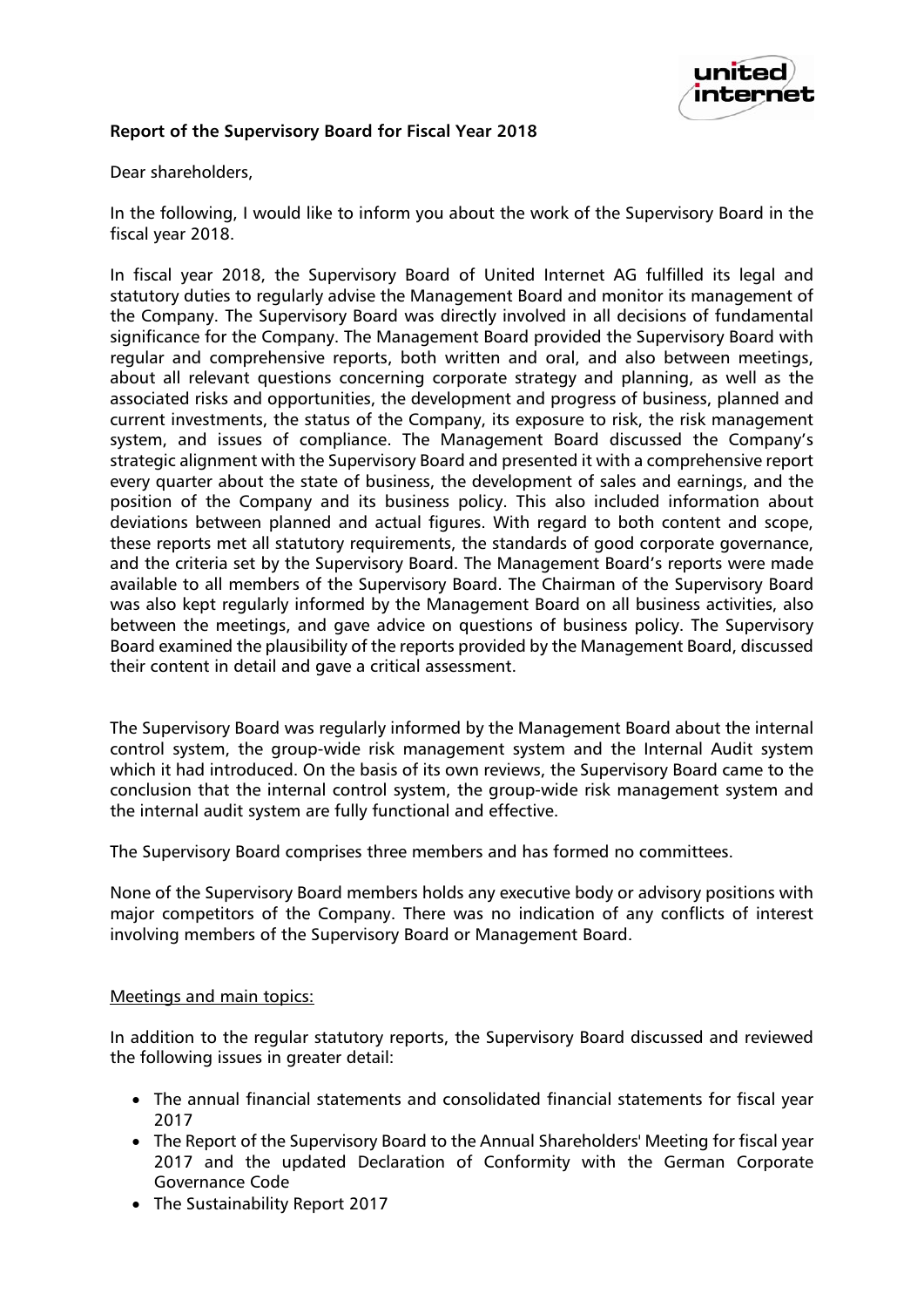**Report of the Supervisory Board for Fiscal Year 2018**

Dear shareholders,

In the following, I would like to inform you about the work of the Supervisory Board in the fiscal year 2018.

In fiscal year 2018, the Supervisory Board of United Internet AG fulfilled its legal and statutory duties to regularly advise the Management Board and monitor its management of the Company. The Supervisory Board was directly involved in all decisions of fundamental significance for the Company. The Management Board provided the Supervisory Board with regular and comprehensive reports, both written and oral, and also between meetings, about all relevant questions concerning corporate strategy and planning, as well as the associated risks and opportunities, the development and progress of business, planned and current investments, the status of the Company, its exposure to risk, the risk management system, and issues of compliance. The Management Board discussed the Company's strategic alignment with the Supervisory Board and presented it with a comprehensive report every quarter about the state of business, the development of sales and earnings, and the position of the Company and its business policy. This also included information about deviations between planned and actual figures. With regard to both content and scope, these reports met all statutory requirements, the standards of good corporate governance, and the criteria set by the Supervisory Board. The Management Board's reports were made available to all members of the Supervisory Board. The Chairman of the Supervisory Board was also kept regularly informed by the Management Board on all business activities, also between the meetings, and gave advice on questions of business policy. The Supervisory Board examined the plausibility of the reports provided by the Management Board, discussed their content in detail and gave a critical assessment.

The Supervisory Board was regularly informed by the Management Board about the internal control system, the group-wide risk management system and the Internal Audit system which it had introduced. On the basis of its own reviews, the Supervisory Board came to the conclusion that the internal control system, the group-wide risk management system and the internal audit system are fully functional and effective.

The Supervisory Board comprises three members and has formed no committees.

None of the Supervisory Board members holds any executive body or advisory positions with major competitors of the Company. There was no indication of any conflicts of interest involving members of the Supervisory Board or Management Board.

Meetings and main topics:

In addition to the regular statutory reports, the Supervisory Board discussed and reviewed the following issues in greater detail:

- The annual financial statements and consolidated financial statements for fiscal year 2017
- The Report of the Supervisory Board to the Annual Shareholders' Meeting for fiscal year 2017 and the updated Declaration of Conformity with the German Corporate Governance Code
- The Sustainability Report 2017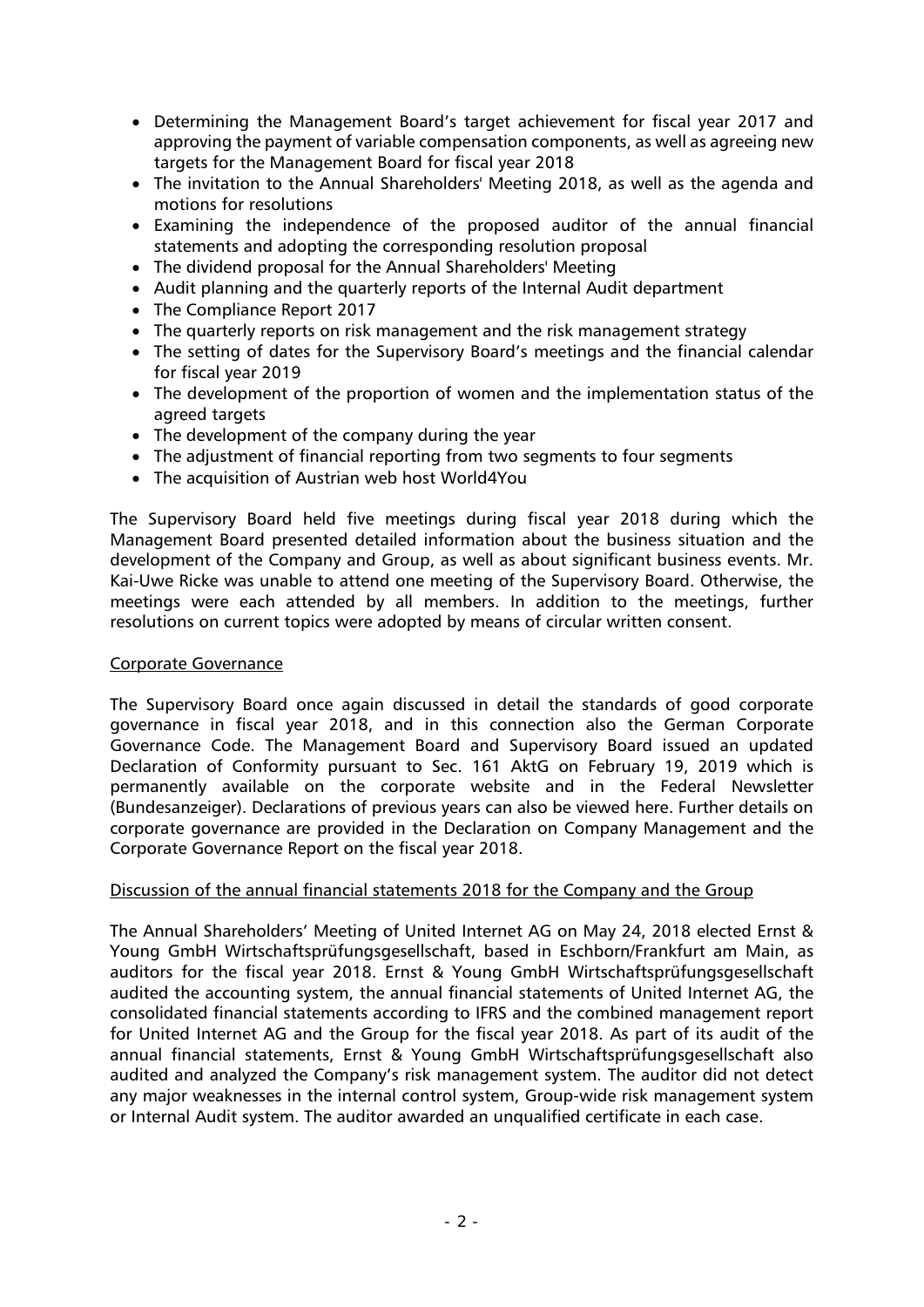- Determining the Management Board's target achievement for fiscal year 2017 and approving the payment of variable compensation components, as well as agreeing new targets for the Management Board for fiscal year 2018
- The invitation to the Annual Shareholders' Meeting 2018, as well as the agenda and motions for resolutions
- Examining the independence of the proposed auditor of the annual financial statements and adopting the corresponding resolution proposal
- The dividend proposal for the Annual Shareholders' Meeting
- Audit planning and the quarterly reports of the Internal Audit department
- The Compliance Report 2017
- The quarterly reports on risk management and the risk management strategy
- The setting of dates for the Supervisory Board's meetings and the financial calendar for fiscal year 2019
- The development of the proportion of women and the implementation status of the agreed targets
- The development of the company during the year
- The adjustment of financial reporting from two segments to four segments
- The acquisition of Austrian web host World4You

The Supervisory Board held five meetings during fiscal year 2018 during which the Management Board presented detailed information about the business situation and the development of the Company and Group, as well as about significant business events. Mr. Kai-Uwe Ricke was unable to attend one meeting of the Supervisory Board. Otherwise, the meetings were each attended by all members. In addition to the meetings, further resolutions on current topics were adopted by means of circular written consent.

<u>Corporate Governance</u>

The Supervisory Board once again discussed in detail the standards of good corporate governance in fiscal year 2018, and in this connection also the German Corporate Governance Code. The Management Board and Supervisory Board issued an updated Declaration of Conformity pursuant to Sec. 161 AktG on February 19, 2019 which is permanently available on the corporate website and in the Federal Newsletter (Bundesanzeiger). Declarations of previous years can also be viewed here. Further details on corporate governance are provided in the Declaration on Company Management and the Corporate Governance Report on the fiscal year 2018.

<u>Discussion of the annual financial statements 2018 for the Company and the Group</u>

The Annual Shareholders' Meeting of United Internet AG on May 24, 2018 elected Ernst & Young GmbH Wirtschaftsprüfungsgesellschaft, based in Eschborn/Frankfurt am Main, as auditors for the fiscal year 2018. Ernst & Young GmbH Wirtschaftsprüfungsgesellschaft audited the accounting system, the annual financial statements of United Internet AG, the consolidated financial statements according to IFRS and the combined management report for United Internet AG and the Group for the fiscal year 2018. As part of its audit of the annual financial statements, Ernst & Young GmbH Wirtschaftsprüfungsgesellschaft also audited and analyzed the Company's risk management system. The auditor did not detect any major weaknesses in the internal control system, Group-wide risk management system or Internal Audit system. The auditor awarded an unqualified certificate in each case.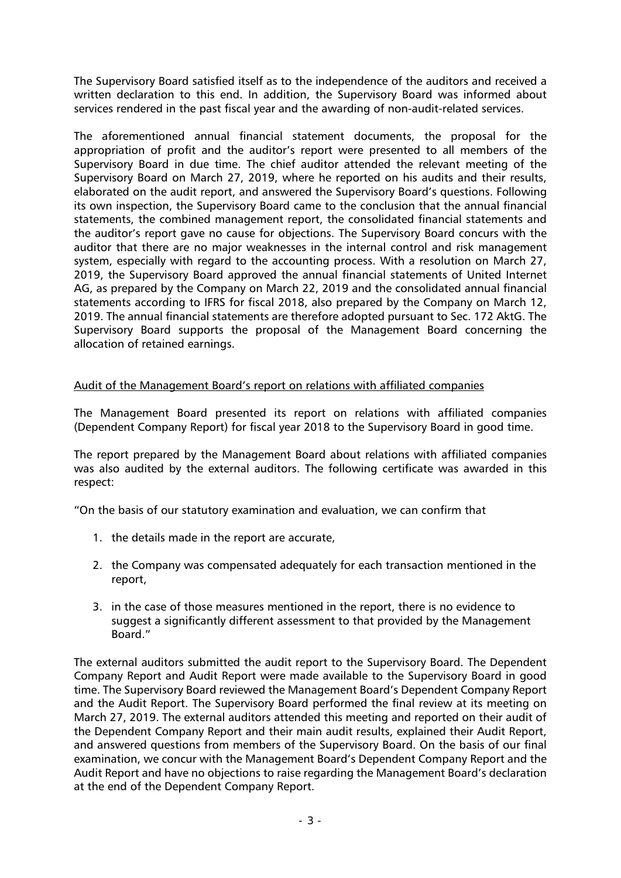The Supervisory Board satisfied itself as to the independence of the auditors and received a written declaration to this end. In addition, the Supervisory Board was informed about services rendered in the past fiscal year and the awarding of non-audit-related services.

The aforementioned annual financial statement documents, the proposal for the appropriation of profit and the auditor's report were presented to all members of the Supervisory Board in due time. The chief auditor attended the relevant meeting of the Supervisory Board on March 27, 2019, where he reported on his audits and their results, elaborated on the audit report, and answered the Supervisory Board's questions. Following its own inspection, the Supervisory Board came to the conclusion that the annual financial statements, the combined management report, the consolidated financial statements and the auditor's report gave no cause for objections. The Supervisory Board concurs with the auditor that there are no major weaknesses in the internal control and risk management system, especially with regard to the accounting process. With a resolution on March 27, 2019, the Supervisory Board approved the annual financial statements of United Internet AG, as prepared by the Company on March 22, 2019 and the consolidated annual financial statements according to IFRS for fiscal 2018, also prepared by the Company on March 12, 2019. The annual financial statements are therefore adopted pursuant to Sec. 172 AktG. The Supervisory Board supports the proposal of the Management Board concerning the allocation of retained earnings.

<u>Audit of the Management Board's report on relations with affiliated companies</u>

The Management Board presented its report on relations with affiliated companies (Dependent Company Report) for fiscal year 2018 to the Supervisory Board in good time.

The report prepared by the Management Board about relations with affiliated companies was also audited by the external auditors. The following certificate was awarded in this respect:

"On the basis of our statutory examination and evaluation, we can confirm that

1. the details made in the report are accurate,
2. the Company was compensated adequately for each transaction mentioned in the report,
3. in the case of those measures mentioned in the report, there is no evidence to suggest a significantly different assessment to that provided by the Management Board."

The external auditors submitted the audit report to the Supervisory Board. The Dependent Company Report and Audit Report were made available to the Supervisory Board in good time. The Supervisory Board reviewed the Management Board's Dependent Company Report and the Audit Report. The Supervisory Board performed the final review at its meeting on March 27, 2019. The external auditors attended this meeting and reported on their audit of the Dependent Company Report and their main audit results, explained their Audit Report, and answered questions from members of the Supervisory Board. On the basis of our final examination, we concur with the Management Board's Dependent Company Report and the Audit Report and have no objections to raise regarding the Management Board's declaration at the end of the Dependent Company Report.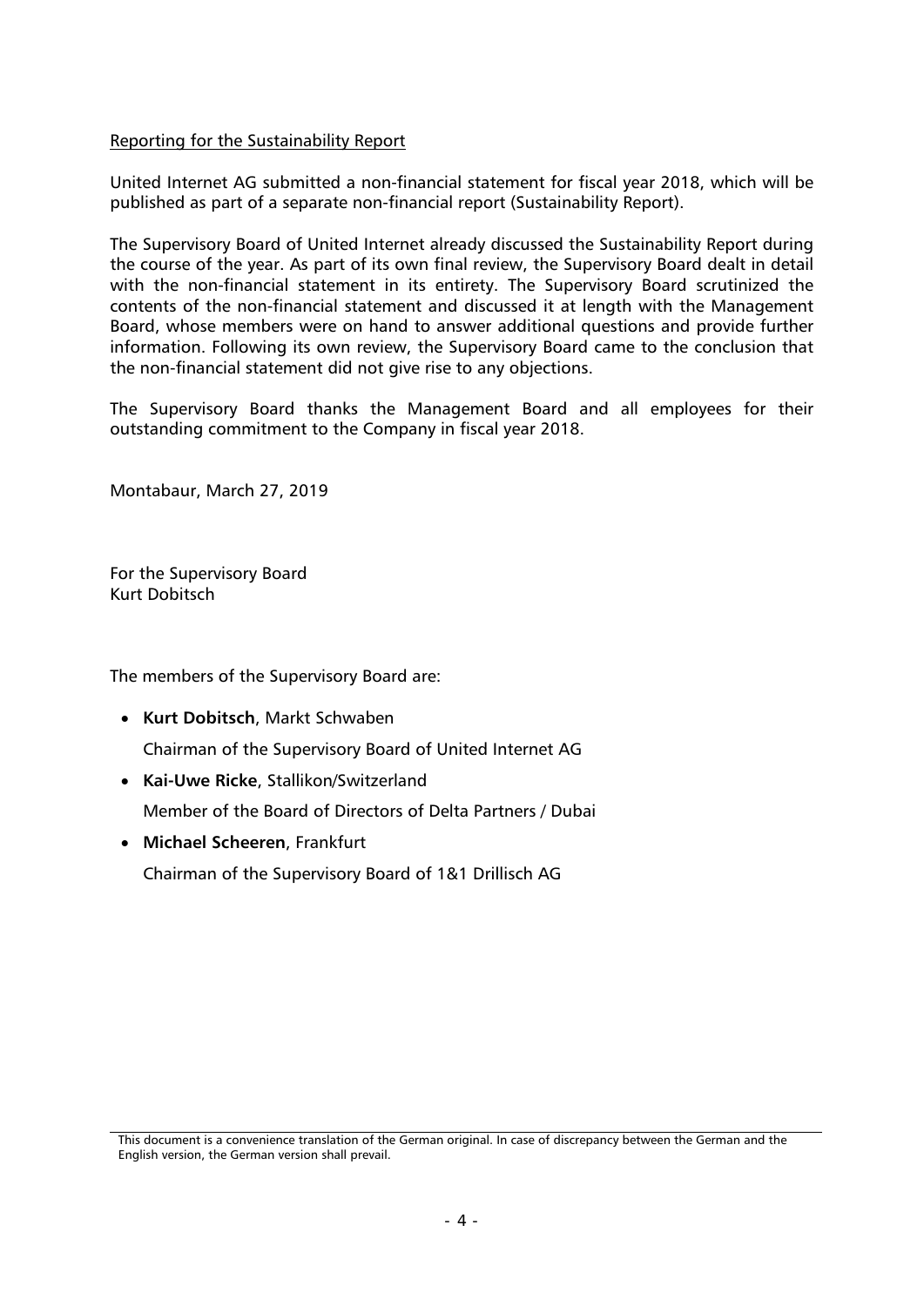Reporting for the Sustainability Report

United Internet AG submitted a non-financial statement for fiscal year 2018, which will be published as part of a separate non-financial report (Sustainability Report).

The Supervisory Board of United Internet already discussed the Sustainability Report during the course of the year. As part of its own final review, the Supervisory Board dealt in detail with the non-financial statement in its entirety. The Supervisory Board scrutinized the contents of the non-financial statement and discussed it at length with the Management Board, whose members were on hand to answer additional questions and provide further information. Following its own review, the Supervisory Board came to the conclusion that the non-financial statement did not give rise to any objections.

The Supervisory Board thanks the Management Board and all employees for their outstanding commitment to the Company in fiscal year 2018.

Montabaur, March 27, 2019

For the Supervisory Board
Kurt Dobitsch

The members of the Supervisory Board are:

- **Kurt Dobitsch**, Markt Schwaben

  Chairman of the Supervisory Board of United Internet AG

- **Kai-Uwe Ricke**, Stallikon/Switzerland

  Member of the Board of Directors of Delta Partners / Dubai

- **Michael Scheeren**, Frankfurt

  Chairman of the Supervisory Board of 1&1 Drillisch AG

This document is a convenience translation of the German original. In case of discrepancy between the German and the English version, the German version shall prevail.